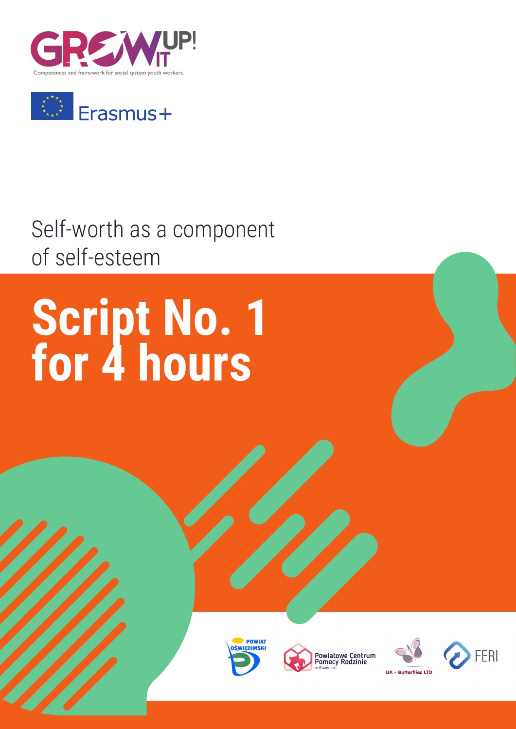GROW IT UP!

Competences and framework for social system youth workers.

Erasmus+

Self-worth as a component of self-esteem

# Script No. 1 for 4 hours

POWIAT OŚWIĘCIMSKI

Powiatowe Centrum Pomocy Rodzinie w Oświęcimiu

UK - Butterflies LTD

FERI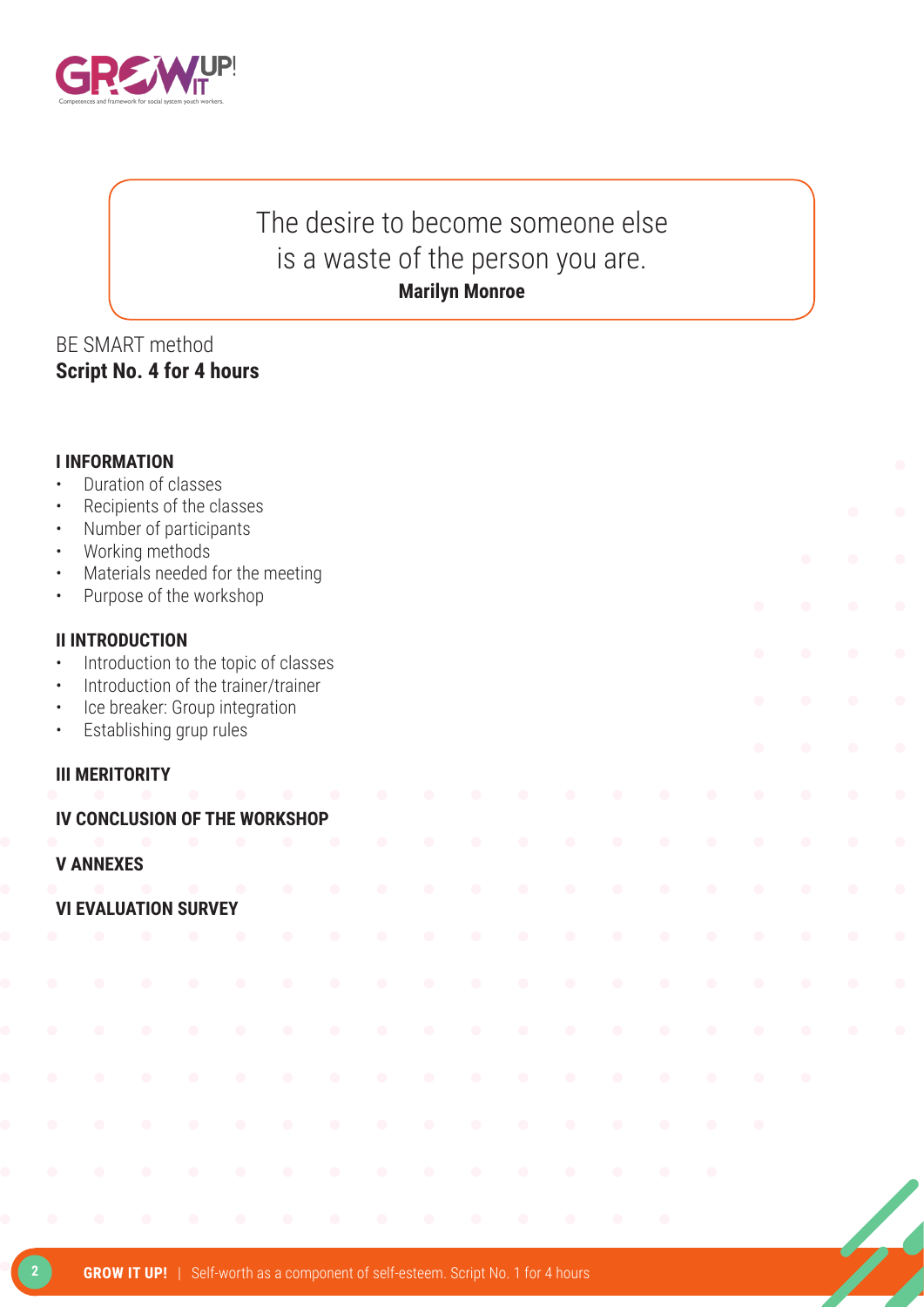> The desire to become someone else
> is a waste of the person you are.
> **Marilyn Monroe**

BE SMART method
**Script No. 4 for 4 hours**

**I INFORMATION**
- Duration of classes
- Recipients of the classes
- Number of participants
- Working methods
- Materials needed for the meeting
- Purpose of the workshop

**II INTRODUCTION**
- Introduction to the topic of classes
- Introduction of the trainer/trainer
- Ice breaker: Group integration
- Establishing grup rules

**III MERITORITY**

**IV CONCLUSION OF THE WORKSHOP**

**V ANNEXES**

**VI EVALUATION SURVEY**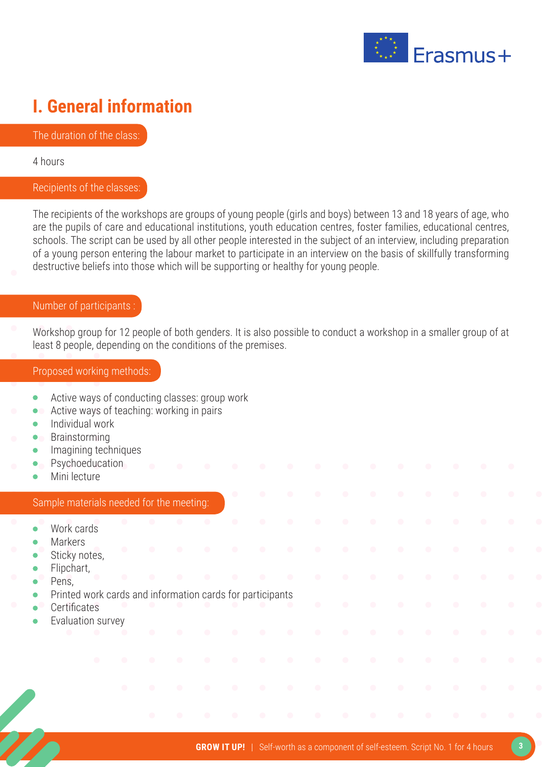# I. General information

**The duration of the class:**

4 hours

**Recipients of the classes:**

The recipients of the workshops are groups of young people (girls and boys) between 13 and 18 years of age, who are the pupils of care and educational institutions, youth education centres, foster families, educational centres, schools. The script can be used by all other people interested in the subject of an interview, including preparation of a young person entering the labour market to participate in an interview on the basis of skillfully transforming destructive beliefs into those which will be supporting or healthy for young people.

**Number of participants :**

Workshop group for 12 people of both genders. It is also possible to conduct a workshop in a smaller group of at least 8 people, depending on the conditions of the premises.

**Proposed working methods:**

- Active ways of conducting classes: group work
- Active ways of teaching: working in pairs
- Individual work
- Brainstorming
- Imagining techniques
- Psychoeducation
- Mini lecture

**Sample materials needed for the meeting:**

- Work cards
- Markers
- Sticky notes,
- Flipchart,
- Pens,
- Printed work cards and information cards for participants
- Certificates
- Evaluation survey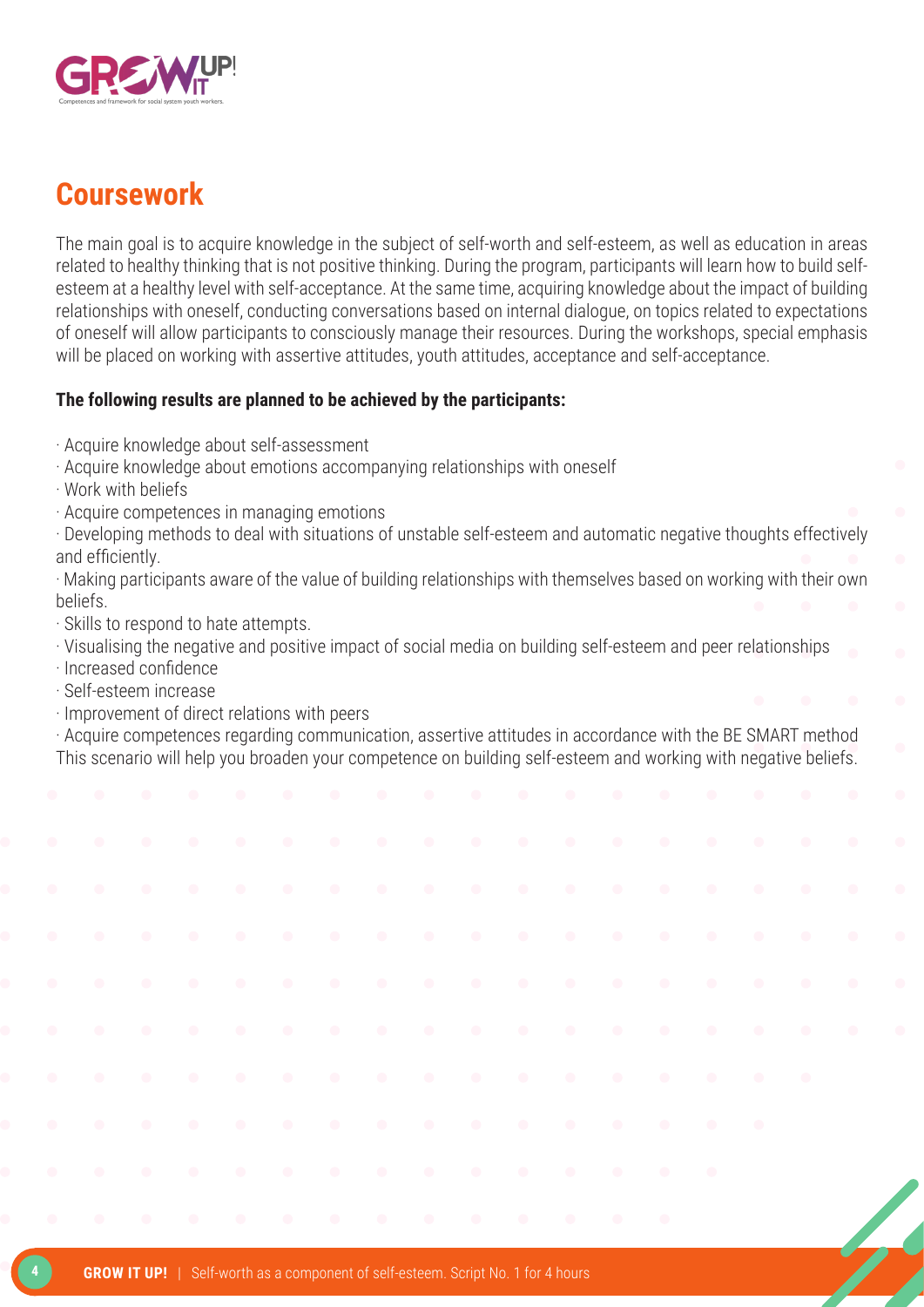## Coursework

The main goal is to acquire knowledge in the subject of self-worth and self-esteem, as well as education in areas related to healthy thinking that is not positive thinking. During the program, participants will learn how to build self-esteem at a healthy level with self-acceptance. At the same time, acquiring knowledge about the impact of building relationships with oneself, conducting conversations based on internal dialogue, on topics related to expectations of oneself will allow participants to consciously manage their resources. During the workshops, special emphasis will be placed on working with assertive attitudes, youth attitudes, acceptance and self-acceptance.

**The following results are planned to be achieved by the participants:**

· Acquire knowledge about self-assessment
· Acquire knowledge about emotions accompanying relationships with oneself
· Work with beliefs
· Acquire competences in managing emotions
· Developing methods to deal with situations of unstable self-esteem and automatic negative thoughts effectively and efficiently.
· Making participants aware of the value of building relationships with themselves based on working with their own beliefs.
· Skills to respond to hate attempts.
· Visualising the negative and positive impact of social media on building self-esteem and peer relationships
· Increased confidence
· Self-esteem increase
· Improvement of direct relations with peers
· Acquire competences regarding communication, assertive attitudes in accordance with the BE SMART method

This scenario will help you broaden your competence on building self-esteem and working with negative beliefs.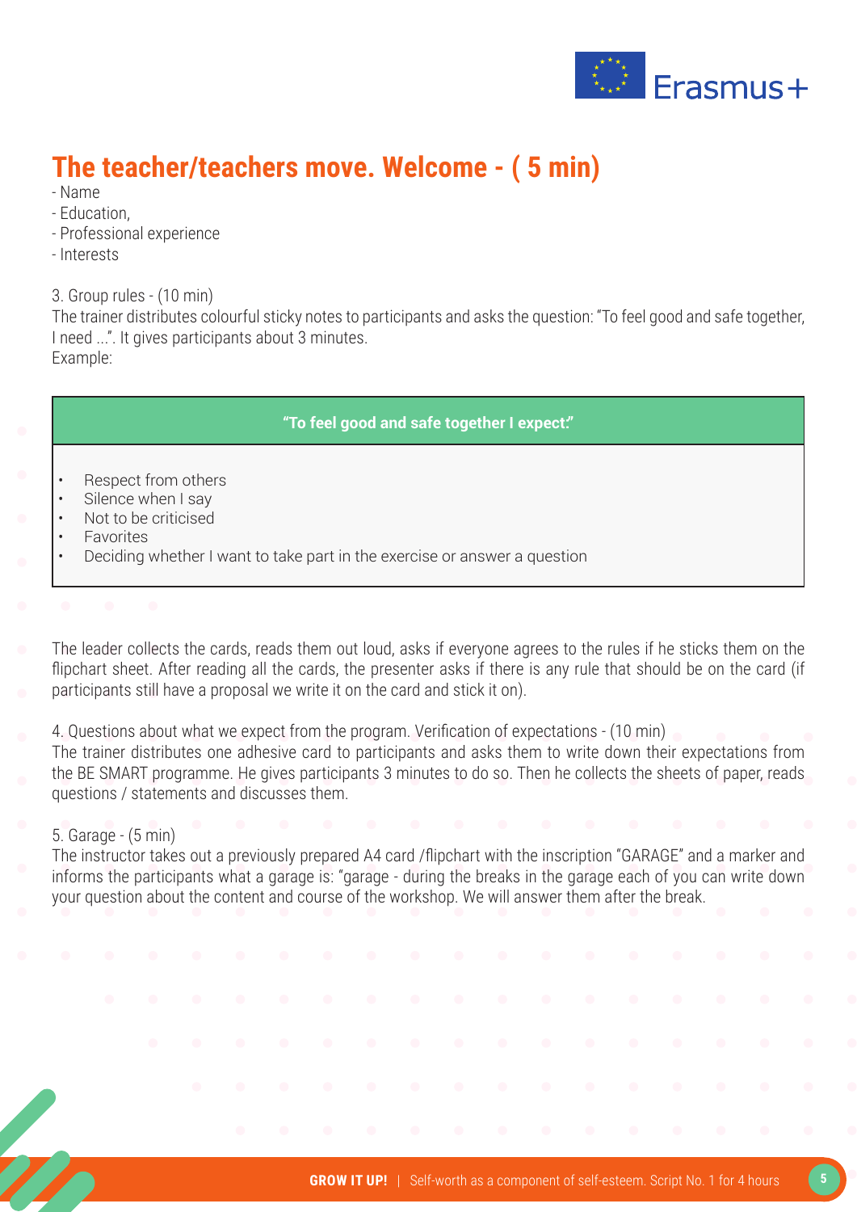## The teacher/teachers move. Welcome - ( 5 min)

- Name
- Education,
- Professional experience
- Interests

3. Group rules - (10 min)
The trainer distributes colourful sticky notes to participants and asks the question: “To feel good and safe together, I need ...”. It gives participants about 3 minutes.
Example:

| “To feel good and safe together I expect:” |
| --- |
| • Respect from others<br>• Silence when I say<br>• Not to be criticised<br>• Favorites<br>• Deciding whether I want to take part in the exercise or answer a question |

The leader collects the cards, reads them out loud, asks if everyone agrees to the rules if he sticks them on the flipchart sheet. After reading all the cards, the presenter asks if there is any rule that should be on the card (if participants still have a proposal we write it on the card and stick it on).

4. Questions about what we expect from the program. Verification of expectations - (10 min)
The trainer distributes one adhesive card to participants and asks them to write down their expectations from the BE SMART programme. He gives participants 3 minutes to do so. Then he collects the sheets of paper, reads questions / statements and discusses them.

5. Garage - (5 min)
The instructor takes out a previously prepared A4 card /flipchart with the inscription “GARAGE” and a marker and informs the participants what a garage is: “garage - during the breaks in the garage each of you can write down your question about the content and course of the workshop. We will answer them after the break.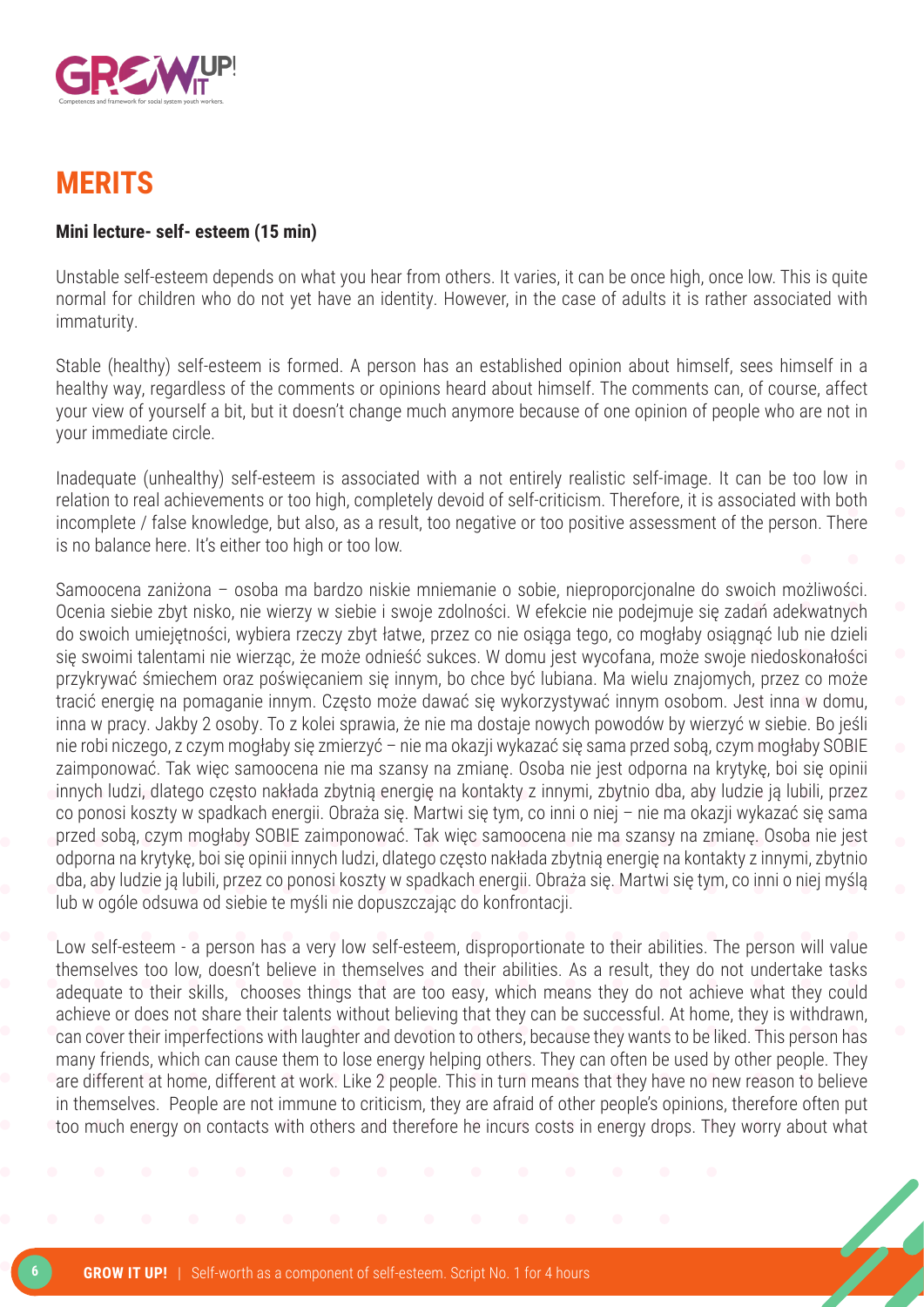# MERITS

**Mini lecture- self- esteem (15 min)**

Unstable self-esteem depends on what you hear from others. It varies, it can be once high, once low. This is quite normal for children who do not yet have an identity. However, in the case of adults it is rather associated with immaturity.

Stable (healthy) self-esteem is formed. A person has an established opinion about himself, sees himself in a healthy way, regardless of the comments or opinions heard about himself. The comments can, of course, affect your view of yourself a bit, but it doesn't change much anymore because of one opinion of people who are not in your immediate circle.

Inadequate (unhealthy) self-esteem is associated with a not entirely realistic self-image. It can be too low in relation to real achievements or too high, completely devoid of self-criticism. Therefore, it is associated with both incomplete / false knowledge, but also, as a result, too negative or too positive assessment of the person. There is no balance here. It's either too high or too low.

Samoocena zaniżona – osoba ma bardzo niskie mniemanie o sobie, nieproporcjonalne do swoich możliwości. Ocenia siebie zbyt nisko, nie wierzy w siebie i swoje zdolności. W efekcie nie podejmuje się zadań adekwatnych do swoich umiejętności, wybiera rzeczy zbyt łatwe, przez co nie osiąga tego, co mogłaby osiągnąć lub nie dzieli się swoimi talentami nie wierząc, że może odnieść sukces. W domu jest wycofana, może swoje niedoskonałości przykrywać śmiechem oraz poświęcaniem się innym, bo chce być lubiana. Ma wielu znajomych, przez co może tracić energię na pomaganie innym. Często może dawać się wykorzystywać innym osobom. Jest inna w domu, inna w pracy. Jakby 2 osoby. To z kolei sprawia, że nie ma dostaje nowych powodów by wierzyć w siebie. Bo jeśli nie robi niczego, z czym mogłaby się zmierzyć – nie ma okazji wykazać się sama przed sobą, czym mogłaby SOBIE zaimponować. Tak więc samoocena nie ma szansy na zmianę. Osoba nie jest odporna na krytykę, boi się opinii innych ludzi, dlatego często nakłada zbytnią energię na kontakty z innymi, zbytnio dba, aby ludzie ją lubili, przez co ponosi koszty w spadkach energii. Obraża się. Martwi się tym, co inni o niej – nie ma okazji wykazać się sama przed sobą, czym mogłaby SOBIE zaimponować. Tak więc samoocena nie ma szansy na zmianę. Osoba nie jest odporna na krytykę, boi się opinii innych ludzi, dlatego często nakłada zbytnią energię na kontakty z innymi, zbytnio dba, aby ludzie ją lubili, przez co ponosi koszty w spadkach energii. Obraża się. Martwi się tym, co inni o niej myślą lub w ogóle odsuwa od siebie te myśli nie dopuszczając do konfrontacji.

Low self-esteem - a person has a very low self-esteem, disproportionate to their abilities. The person will value themselves too low, doesn't believe in themselves and their abilities. As a result, they do not undertake tasks adequate to their skills, chooses things that are too easy, which means they do not achieve what they could achieve or does not share their talents without believing that they can be successful. At home, they is withdrawn, can cover their imperfections with laughter and devotion to others, because they wants to be liked. This person has many friends, which can cause them to lose energy helping others. They can often be used by other people. They are different at home, different at work. Like 2 people. This in turn means that they have no new reason to believe in themselves. People are not immune to criticism, they are afraid of other people's opinions, therefore often put too much energy on contacts with others and therefore he incurs costs in energy drops. They worry about what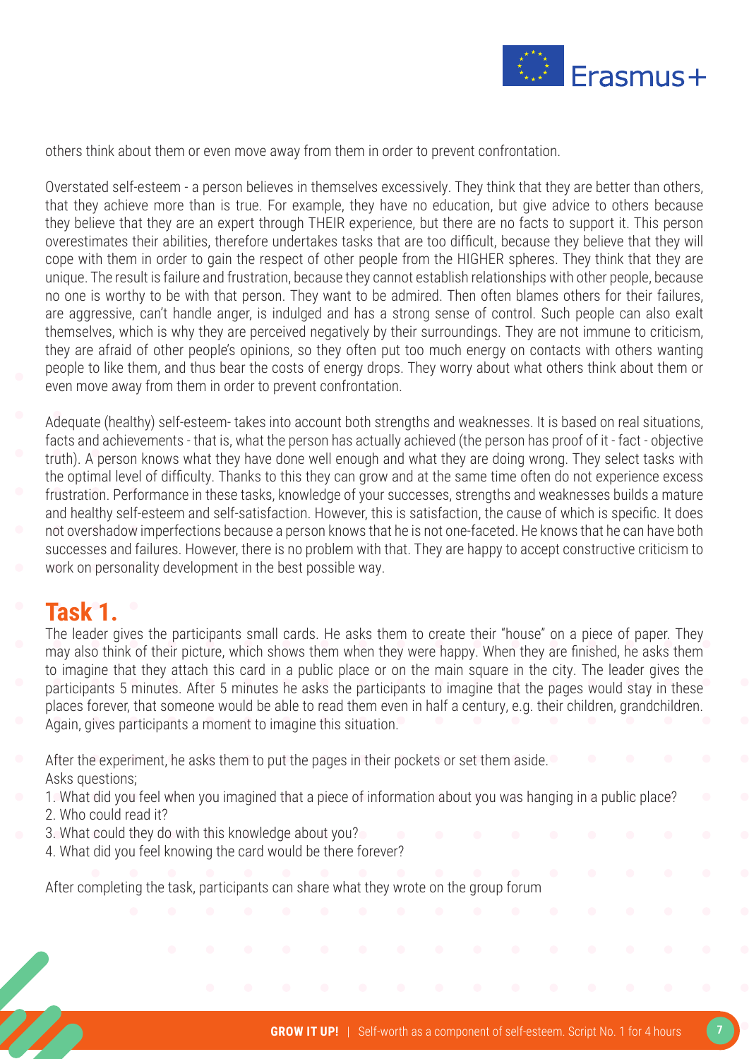others think about them or even move away from them in order to prevent confrontation.

Overstated self-esteem - a person believes in themselves excessively. They think that they are better than others, that they achieve more than is true. For example, they have no education, but give advice to others because they believe that they are an expert through THEIR experience, but there are no facts to support it. This person overestimates their abilities, therefore undertakes tasks that are too difficult, because they believe that they will cope with them in order to gain the respect of other people from the HIGHER spheres. They think that they are unique. The result is failure and frustration, because they cannot establish relationships with other people, because no one is worthy to be with that person. They want to be admired. Then often blames others for their failures, are aggressive, can't handle anger, is indulged and has a strong sense of control. Such people can also exalt themselves, which is why they are perceived negatively by their surroundings. They are not immune to criticism, they are afraid of other people's opinions, so they often put too much energy on contacts with others wanting people to like them, and thus bear the costs of energy drops. They worry about what others think about them or even move away from them in order to prevent confrontation.

Adequate (healthy) self-esteem- takes into account both strengths and weaknesses. It is based on real situations, facts and achievements - that is, what the person has actually achieved (the person has proof of it - fact - objective truth). A person knows what they have done well enough and what they are doing wrong. They select tasks with the optimal level of difficulty. Thanks to this they can grow and at the same time often do not experience excess frustration. Performance in these tasks, knowledge of your successes, strengths and weaknesses builds a mature and healthy self-esteem and self-satisfaction. However, this is satisfaction, the cause of which is specific. It does not overshadow imperfections because a person knows that he is not one-faceted. He knows that he can have both successes and failures. However, there is no problem with that. They are happy to accept constructive criticism to work on personality development in the best possible way.

## Task 1.

The leader gives the participants small cards. He asks them to create their "house" on a piece of paper. They may also think of their picture, which shows them when they were happy. When they are finished, he asks them to imagine that they attach this card in a public place or on the main square in the city. The leader gives the participants 5 minutes. After 5 minutes he asks the participants to imagine that the pages would stay in these places forever, that someone would be able to read them even in half a century, e.g. their children, grandchildren. Again, gives participants a moment to imagine this situation.

After the experiment, he asks them to put the pages in their pockets or set them aside.
Asks questions;

1. What did you feel when you imagined that a piece of information about you was hanging in a public place?
2. Who could read it?
3. What could they do with this knowledge about you?
4. What did you feel knowing the card would be there forever?

After completing the task, participants can share what they wrote on the group forum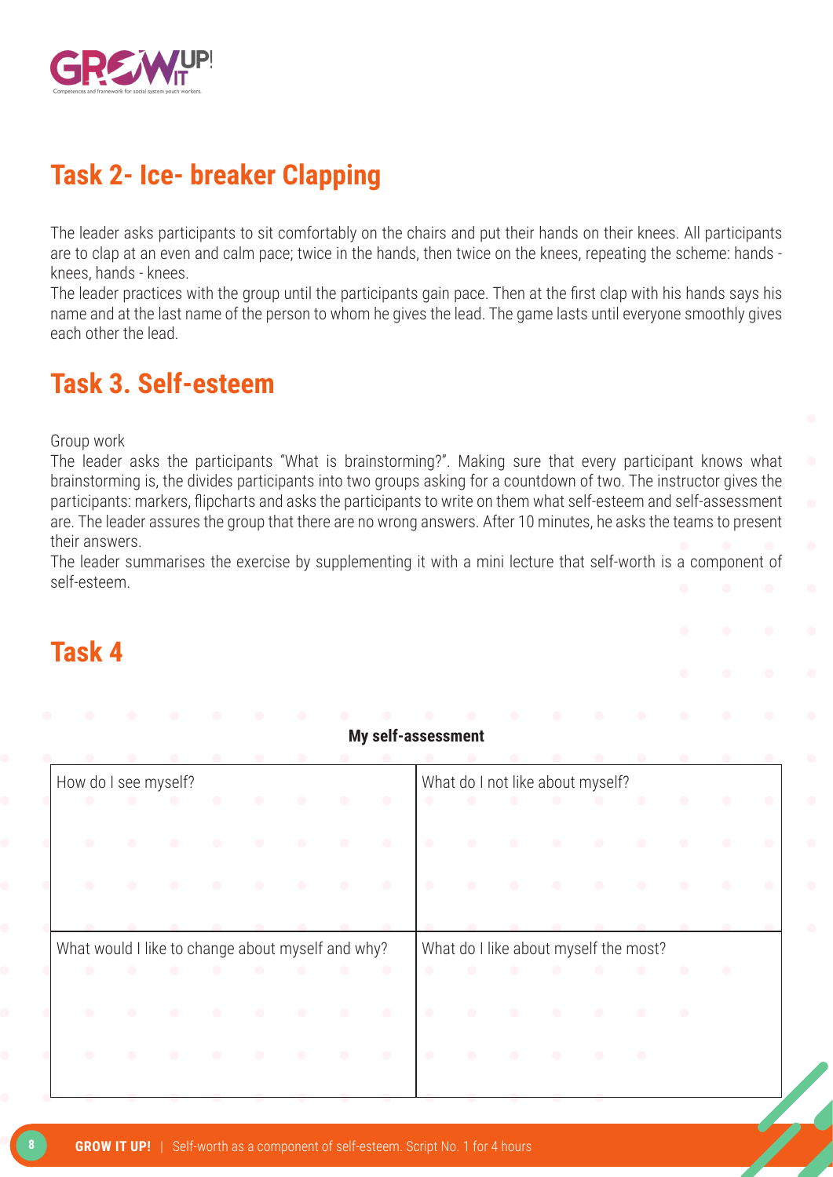## Task 2- Ice- breaker Clapping

The leader asks participants to sit comfortably on the chairs and put their hands on their knees. All participants are to clap at an even and calm pace; twice in the hands, then twice on the knees, repeating the scheme: hands - knees, hands - knees.
The leader practices with the group until the participants gain pace. Then at the first clap with his hands says his name and at the last name of the person to whom he gives the lead. The game lasts until everyone smoothly gives each other the lead.

## Task 3. Self-esteem

Group work
The leader asks the participants "What is brainstorming?". Making sure that every participant knows what brainstorming is, the divides participants into two groups asking for a countdown of two. The instructor gives the participants: markers, flipcharts and asks the participants to write on them what self-esteem and self-assessment are. The leader assures the group that there are no wrong answers. After 10 minutes, he asks the teams to present their answers.
The leader summarises the exercise by supplementing it with a mini lecture that self-worth is a component of self-esteem.

## Task 4

**My self-assessment**

| How do I see myself? | What do I not like about myself? |
| --- | --- |
| | |
| **What would I like to change about myself and why?** | **What do I like about myself the most?** |
| | |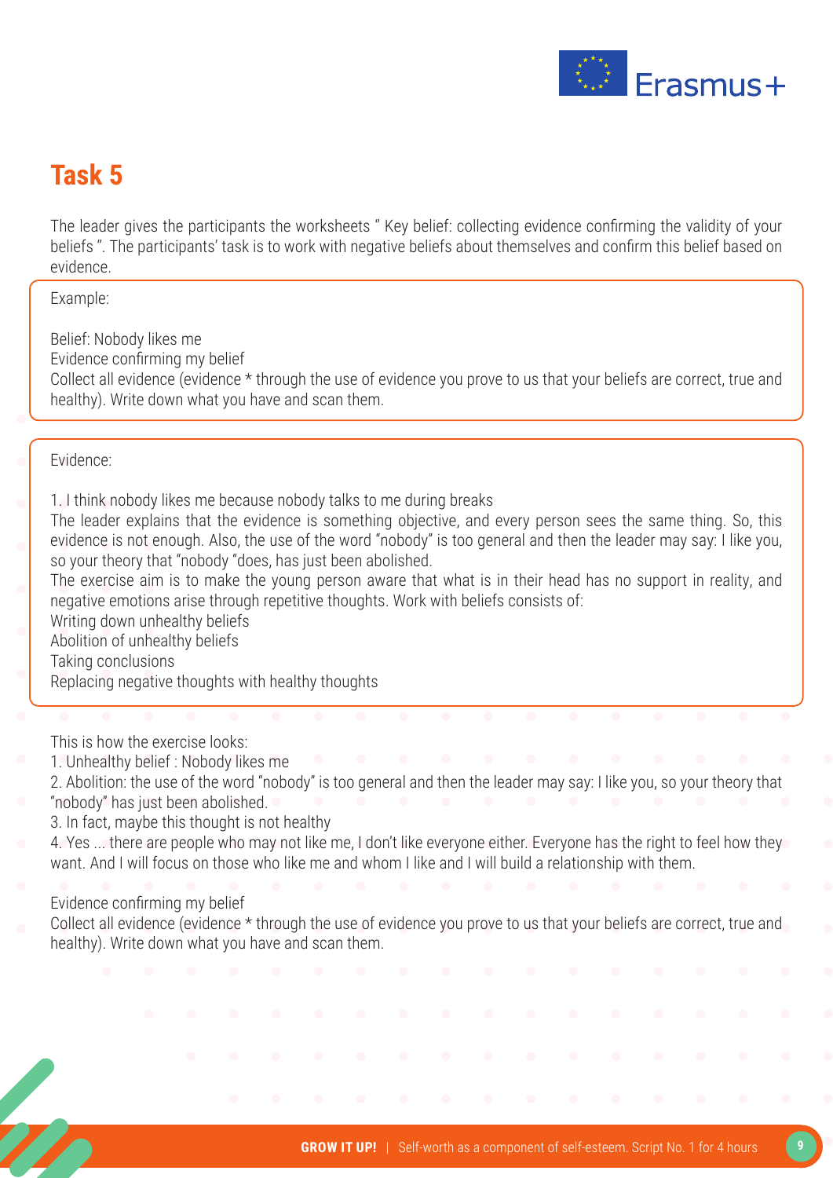# Task 5

The leader gives the participants the worksheets " Key belief: collecting evidence confirming the validity of your beliefs ". The participants' task is to work with negative beliefs about themselves and confirm this belief based on evidence.

Example:

Belief: Nobody likes me
Evidence confirming my belief
Collect all evidence (evidence * through the use of evidence you prove to us that your beliefs are correct, true and healthy). Write down what you have and scan them.

Evidence:

1. I think nobody likes me because nobody talks to me during breaks
The leader explains that the evidence is something objective, and every person sees the same thing. So, this evidence is not enough. Also, the use of the word "nobody" is too general and then the leader may say: I like you, so your theory that "nobody "does, has just been abolished.
The exercise aim is to make the young person aware that what is in their head has no support in reality, and negative emotions arise through repetitive thoughts. Work with beliefs consists of:
Writing down unhealthy beliefs
Abolition of unhealthy beliefs
Taking conclusions
Replacing negative thoughts with healthy thoughts

This is how the exercise looks:
1. Unhealthy belief : Nobody likes me
2. Abolition: the use of the word "nobody" is too general and then the leader may say: I like you, so your theory that "nobody" has just been abolished.
3. In fact, maybe this thought is not healthy
4. Yes ... there are people who may not like me, I don't like everyone either. Everyone has the right to feel how they want. And I will focus on those who like me and whom I like and I will build a relationship with them.

Evidence confirming my belief
Collect all evidence (evidence * through the use of evidence you prove to us that your beliefs are correct, true and healthy). Write down what you have and scan them.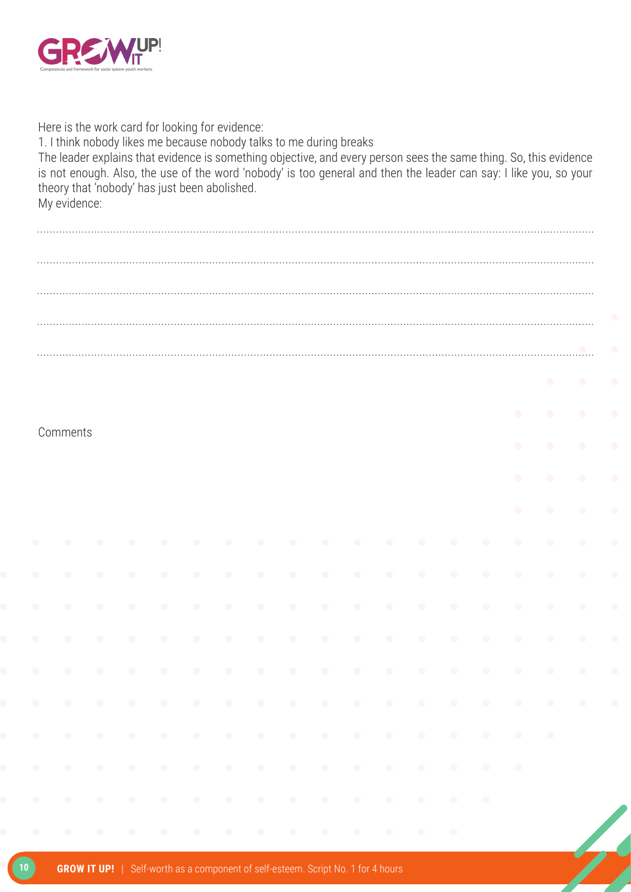Here is the work card for looking for evidence:

1. I think nobody likes me because nobody talks to me during breaks

The leader explains that evidence is something objective, and every person sees the same thing. So, this evidence is not enough. Also, the use of the word 'nobody' is too general and then the leader can say: I like you, so your theory that 'nobody' has just been abolished.

My evidence:

.......................................................................................................................................................................

.......................................................................................................................................................................

.......................................................................................................................................................................

.......................................................................................................................................................................

.......................................................................................................................................................................

Comments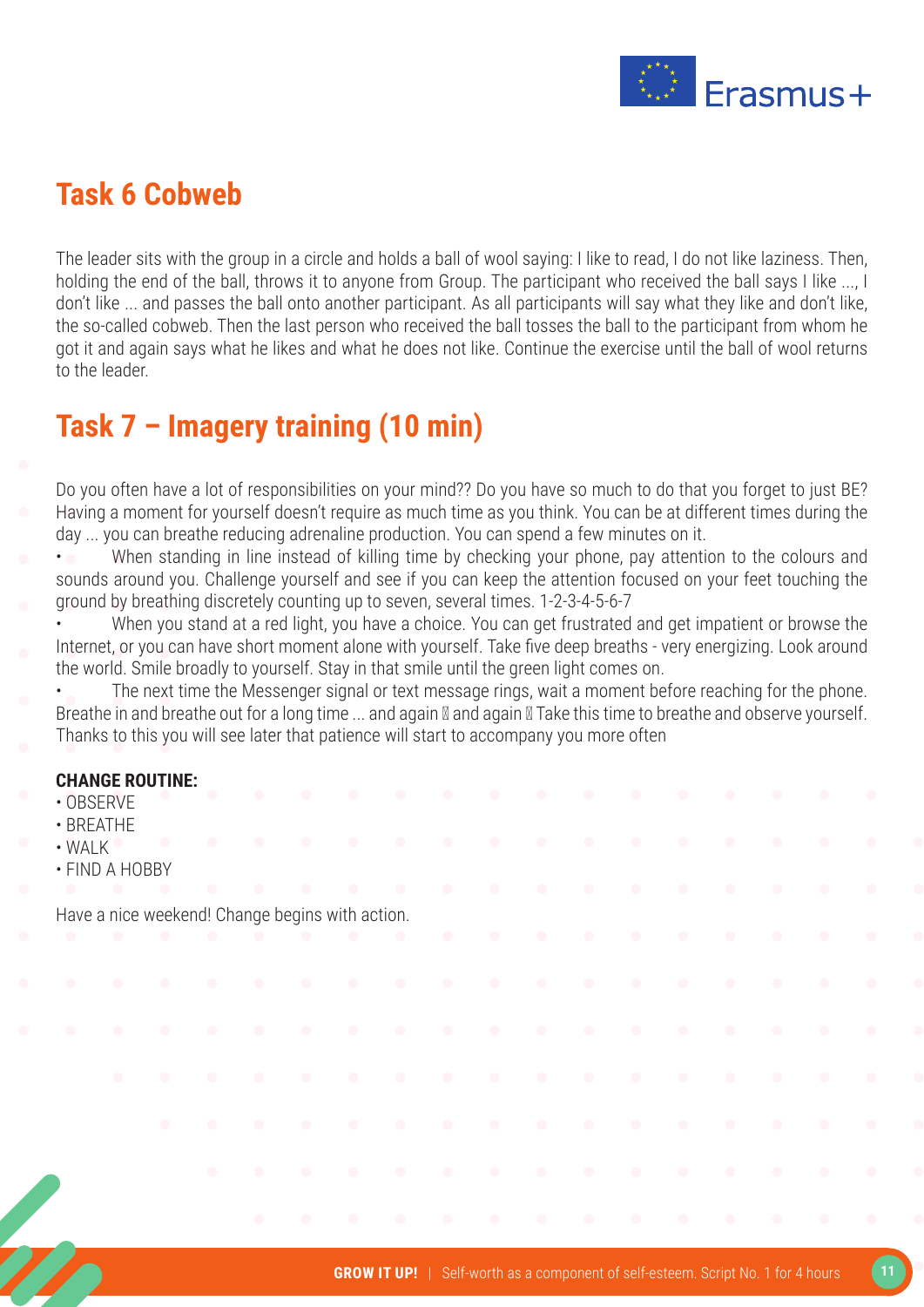## Task 6 Cobweb

The leader sits with the group in a circle and holds a ball of wool saying: I like to read, I do not like laziness. Then, holding the end of the ball, throws it to anyone from Group. The participant who received the ball says I like ..., I don't like ... and passes the ball onto another participant. As all participants will say what they like and don't like, the so-called cobweb. Then the last person who received the ball tosses the ball to the participant from whom he got it and again says what he likes and what he does not like. Continue the exercise until the ball of wool returns to the leader.

## Task 7 – Imagery training (10 min)

Do you often have a lot of responsibilities on your mind?? Do you have so much to do that you forget to just BE? Having a moment for yourself doesn't require as much time as you think. You can be at different times during the day ... you can breathe reducing adrenaline production. You can spend a few minutes on it.

- When standing in line instead of killing time by checking your phone, pay attention to the colours and sounds around you. Challenge yourself and see if you can keep the attention focused on your feet touching the ground by breathing discretely counting up to seven, several times. 1-2-3-4-5-6-7
- When you stand at a red light, you have a choice. You can get frustrated and get impatient or browse the Internet, or you can have short moment alone with yourself. Take five deep breaths - very energizing. Look around the world. Smile broadly to yourself. Stay in that smile until the green light comes on.
- The next time the Messenger signal or text message rings, wait a moment before reaching for the phone. Breathe in and breathe out for a long time ... and again  and again  Take this time to breathe and observe yourself. Thanks to this you will see later that patience will start to accompany you more often

**CHANGE ROUTINE:**
- OBSERVE
- BREATHE
- WALK
- FIND A HOBBY

Have a nice weekend! Change begins with action.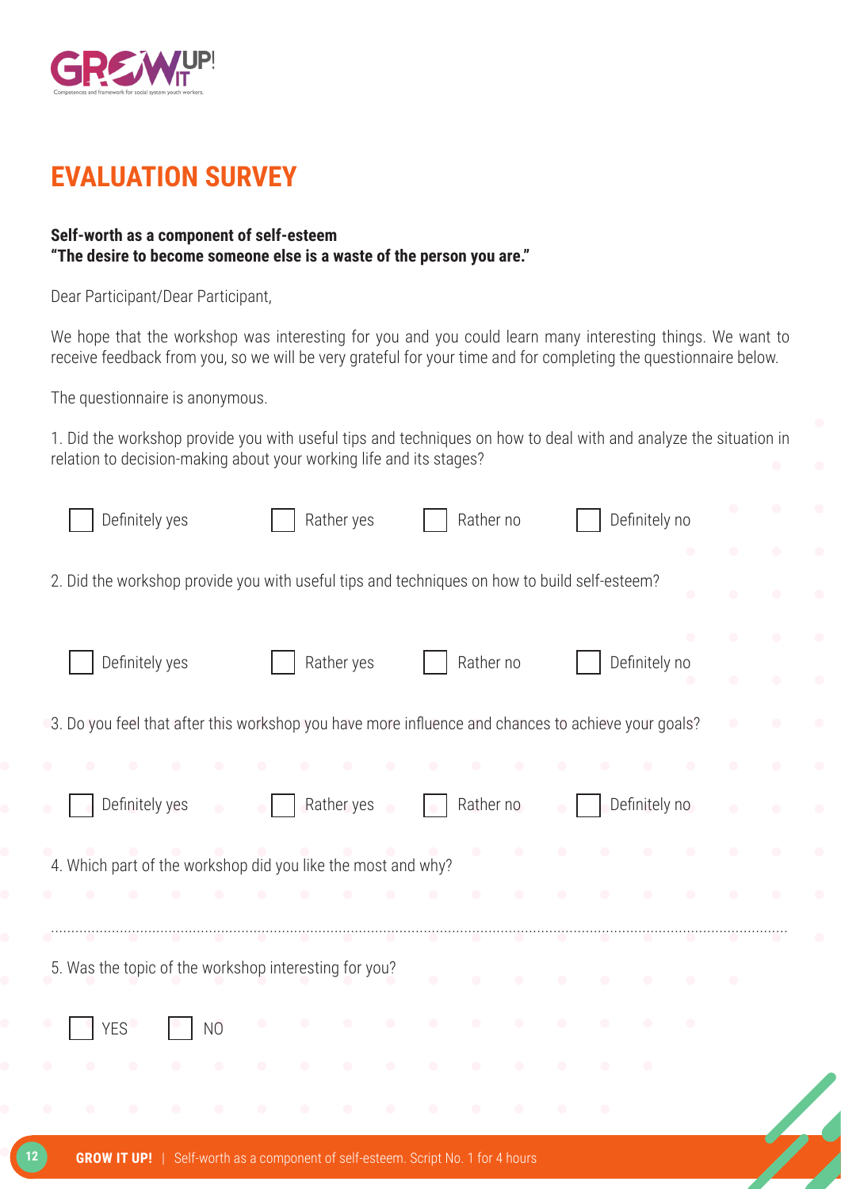# EVALUATION SURVEY

**Self-worth as a component of self-esteem**
**"The desire to become someone else is a waste of the person you are."**

Dear Participant/Dear Participant,

We hope that the workshop was interesting for you and you could learn many interesting things. We want to receive feedback from you, so we will be very grateful for your time and for completing the questionnaire below.

The questionnaire is anonymous.

1. Did the workshop provide you with useful tips and techniques on how to deal with and analyze the situation in relation to decision-making about your working life and its stages?

☐ Definitely yes ☐ Rather yes ☐ Rather no ☐ Definitely no

2. Did the workshop provide you with useful tips and techniques on how to build self-esteem?

☐ Definitely yes ☐ Rather yes ☐ Rather no ☐ Definitely no

3. Do you feel that after this workshop you have more influence and chances to achieve your goals?

☐ Definitely yes ☐ Rather yes ☐ Rather no ☐ Definitely no

4. Which part of the workshop did you like the most and why?

.......................................................................................................................................................................

5. Was the topic of the workshop interesting for you?

☐ YES ☐ NO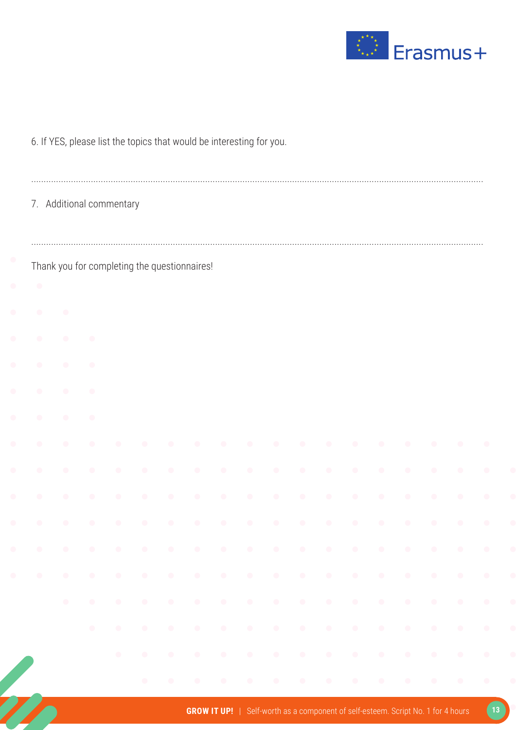6. If YES, please list the topics that would be interesting for you.

..........................................................................................................................................................................................

7. Additional commentary

..........................................................................................................................................................................................

Thank you for completing the questionnaires!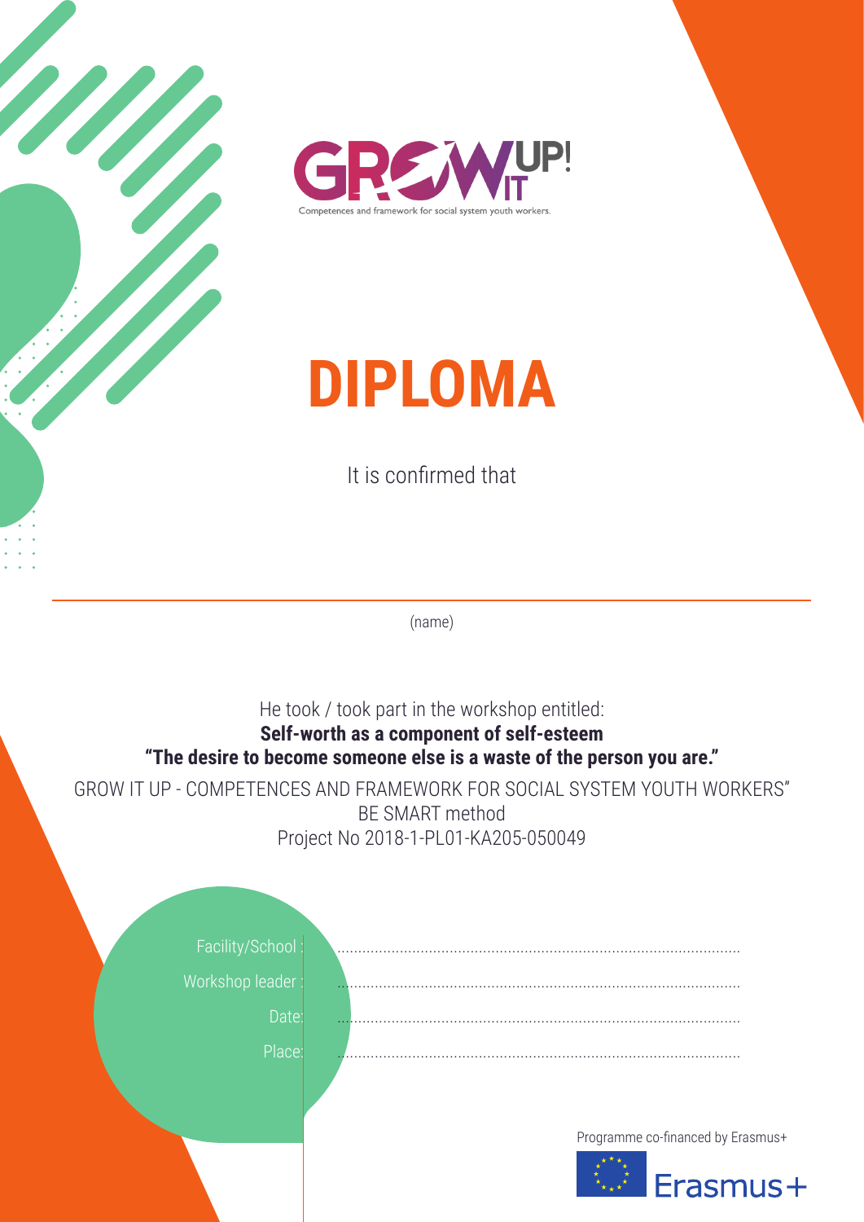GROW IT UP!

Competences and framework for social system youth workers.

# DIPLOMA

It is confirmed that

(name)

He took / took part in the workshop entitled:

**Self-worth as a component of self-esteem**

**"The desire to become someone else is a waste of the person you are."**

GROW IT UP - COMPETENCES AND FRAMEWORK FOR SOCIAL SYSTEM YOUTH WORKERS"

BE SMART method

Project No 2018-1-PL01-KA205-050049

Facility/School : ..............................................................................................

Workshop leader : ..............................................................................................

Date: ..............................................................................................

Place: ..............................................................................................

Programme co-financed by Erasmus+

Erasmus+